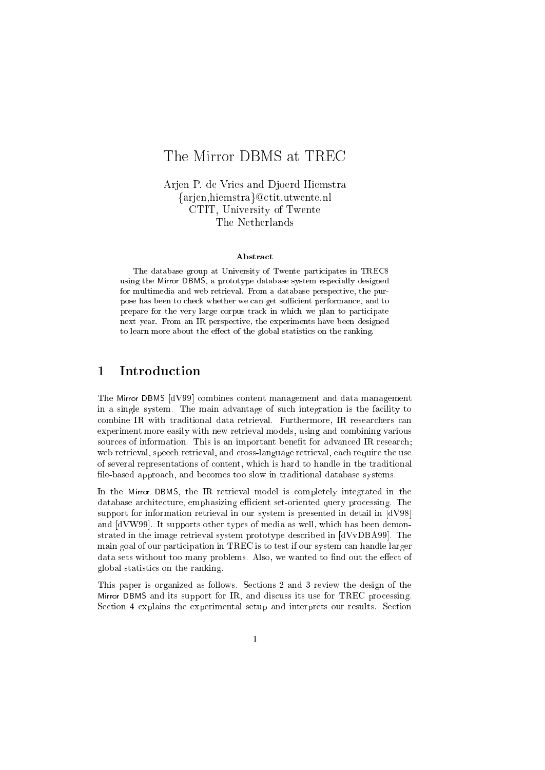# The Mirror DBMS at TREC

Arjen P. de Vries and Djoerd Hiemstra
{arjen,hiemstra}@ctit.utwente.nl
CTIT, University of Twente
The Netherlands

### Abstract

The database group at University of Twente participates in TREC8 using the Mirror DBMS, a prototype database system especially designed for multimedia and web retrieval. From a database perspective, the purpose has been to check whether we can get sufficient performance, and to prepare for the very large corpus track in which we plan to participate next year. From an IR perspective, the experiments have been designed to learn more about the effect of the global statistics on the ranking.

## 1 Introduction

The Mirror DBMS [dV99] combines content management and data management in a single system. The main advantage of such integration is the facility to combine IR with traditional data retrieval. Furthermore, IR researchers can experiment more easily with new retrieval models, using and combining various sources of information. This is an important benefit for advanced IR research; web retrieval, speech retrieval, and cross-language retrieval, each require the use of several representations of content, which is hard to handle in the traditional file-based approach, and becomes too slow in traditional database systems.

In the Mirror DBMS, the IR retrieval model is completely integrated in the database architecture, emphasizing efficient set-oriented query processing. The support for information retrieval in our system is presented in detail in [dV98] and [dVW99]. It supports other types of media as well, which has been demonstrated in the image retrieval system prototype described in [dVvDBA99]. The main goal of our participation in TREC is to test if our system can handle larger data sets without too many problems. Also, we wanted to find out the effect of global statistics on the ranking.

This paper is organized as follows. Sections 2 and 3 review the design of the Mirror DBMS and its support for IR, and discuss its use for TREC processing. Section 4 explains the experimental setup and interprets our results. Section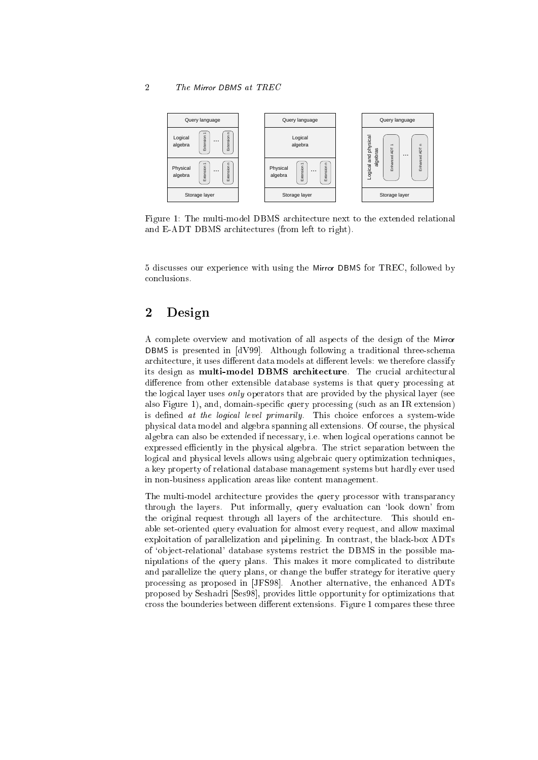Figure 1: The multi-model DBMS architecture next to the extended relational and E-ADT DBMS architectures (from left to right).

5 discusses our experience with using the Mirror DBMS for TREC, followed by conclusions.

## 2 Design

A complete overview and motivation of all aspects of the design of the Mirror DBMS is presented in [dV99]. Although following a traditional three-schema architecture, it uses different data models at different levels: we therefore classify its design as **multi-model DBMS architecture**. The crucial architectural difference from other extensible database systems is that query processing at the logical layer uses *only* operators that are provided by the physical layer (see also Figure 1), and, domain-specific query processing (such as an IR extension) is defined *at the logical level primarily*. This choice enforces a system-wide physical data model and algebra spanning all extensions. Of course, the physical algebra can also be extended if necessary, i.e. when logical operations cannot be expressed efficiently in the physical algebra. The strict separation between the logical and physical levels allows using algebraic query optimization techniques, a key property of relational database management systems but hardly ever used in non-business application areas like content management.

The multi-model architecture provides the query processor with transparancy through the layers. Put informally, query evaluation can 'look down' from the original request through all layers of the architecture. This should enable set-oriented query evaluation for almost every request, and allow maximal exploitation of parallelization and pipelining. In contrast, the black-box ADTs of 'object-relational' database systems restrict the DBMS in the possible manipulations of the query plans. This makes it more complicated to distribute and parallelize the query plans, or change the buffer strategy for iterative query processing as proposed in [JFS98]. Another alternative, the enhanced ADTs proposed by Seshadri [Ses98], provides little opportunity for optimizations that cross the bounderies between different extensions. Figure 1 compares these three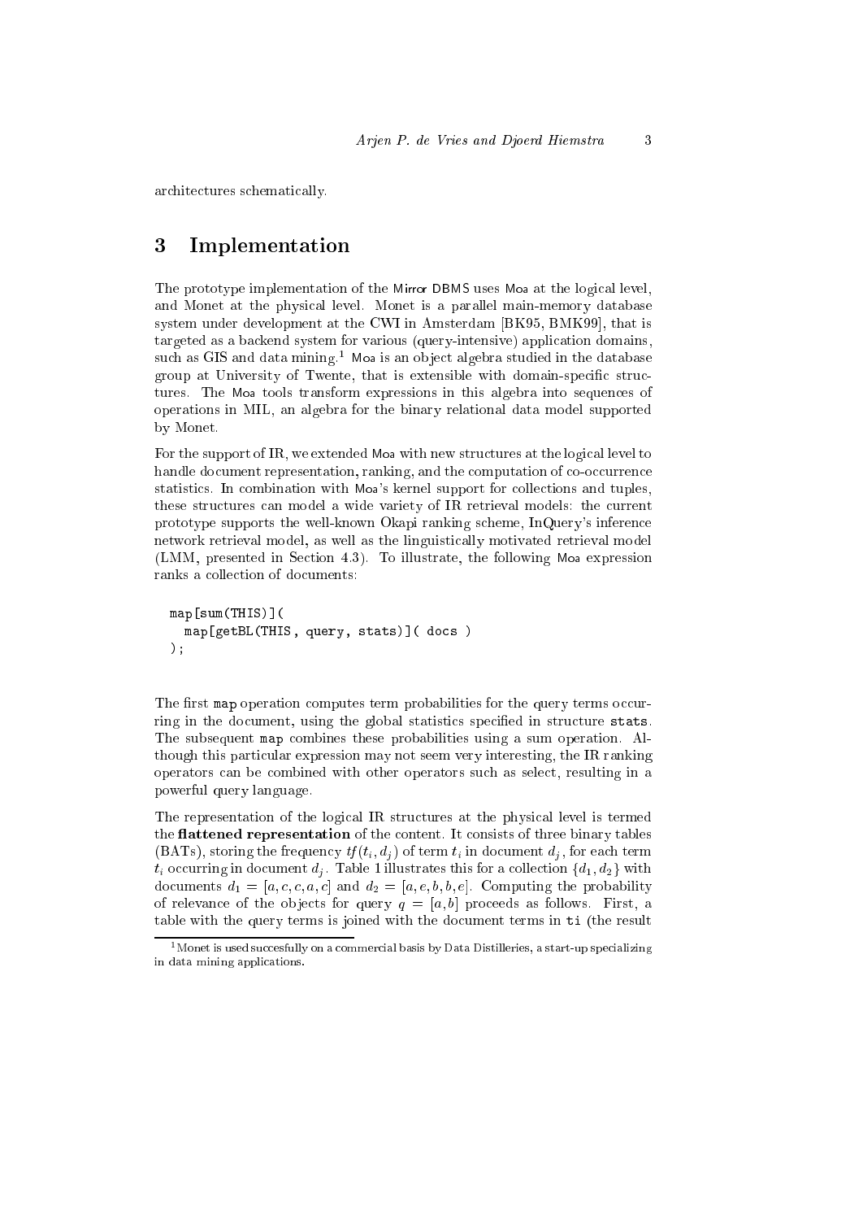architectures schematically.

# 3 Implementation

The prototype implementation of the Mirror DBMS uses Moa at the logical level, and Monet at the physical level. Monet is a parallel main-memory database system under development at the CWI in Amsterdam [BK95, BMK99], that is targeted as a backend system for various (query-intensive) application domains, such as GIS and data mining.[1] Moa is an object algebra studied in the database group at University of Twente, that is extensible with domain-specific structures. The Moa tools transform expressions in this algebra into sequences of operations in MIL, an algebra for the binary relational data model supported by Monet.

For the support of IR, we extended Moa with new structures at the logical level to handle document representation, ranking, and the computation of co-occurrence statistics. In combination with Moa's kernel support for collections and tuples, these structures can model a wide variety of IR retrieval models: the current prototype supports the well-known Okapi ranking scheme, InQuery's inference network retrieval model, as well as the linguistically motivated retrieval model (LMM, presented in Section 4.3). To illustrate, the following Moa expression ranks a collection of documents:

```
map[sum(THIS)](
  map[getBL(THIS, query, stats)]( docs )
);
```

The first `map` operation computes term probabilities for the query terms occurring in the document, using the global statistics specified in structure `stats`. The subsequent `map` combines these probabilities using a sum operation. Although this particular expression may not seem very interesting, the IR ranking operators can be combined with other operators such as select, resulting in a powerful query language.

The representation of the logical IR structures at the physical level is termed the **flattened representation** of the content. It consists of three binary tables (BATs), storing the frequency $tf(t_i, d_j)$ of term $t_i$ in document $d_j$, for each term $t_i$ occurring in document $d_j$. Table 1 illustrates this for a collection $\{d_1, d_2\}$ with documents $d_1 = [a, c, c, a, c]$ and $d_2 = [a, e, b, b, e]$. Computing the probability of relevance of the objects for query $q = [a, b]$ proceeds as follows. First, a table with the query terms is joined with the document terms in `ti` (the result

[1] Monet is used succesfully on a commercial basis by Data Distilleries, a start-up specializing in data mining applications.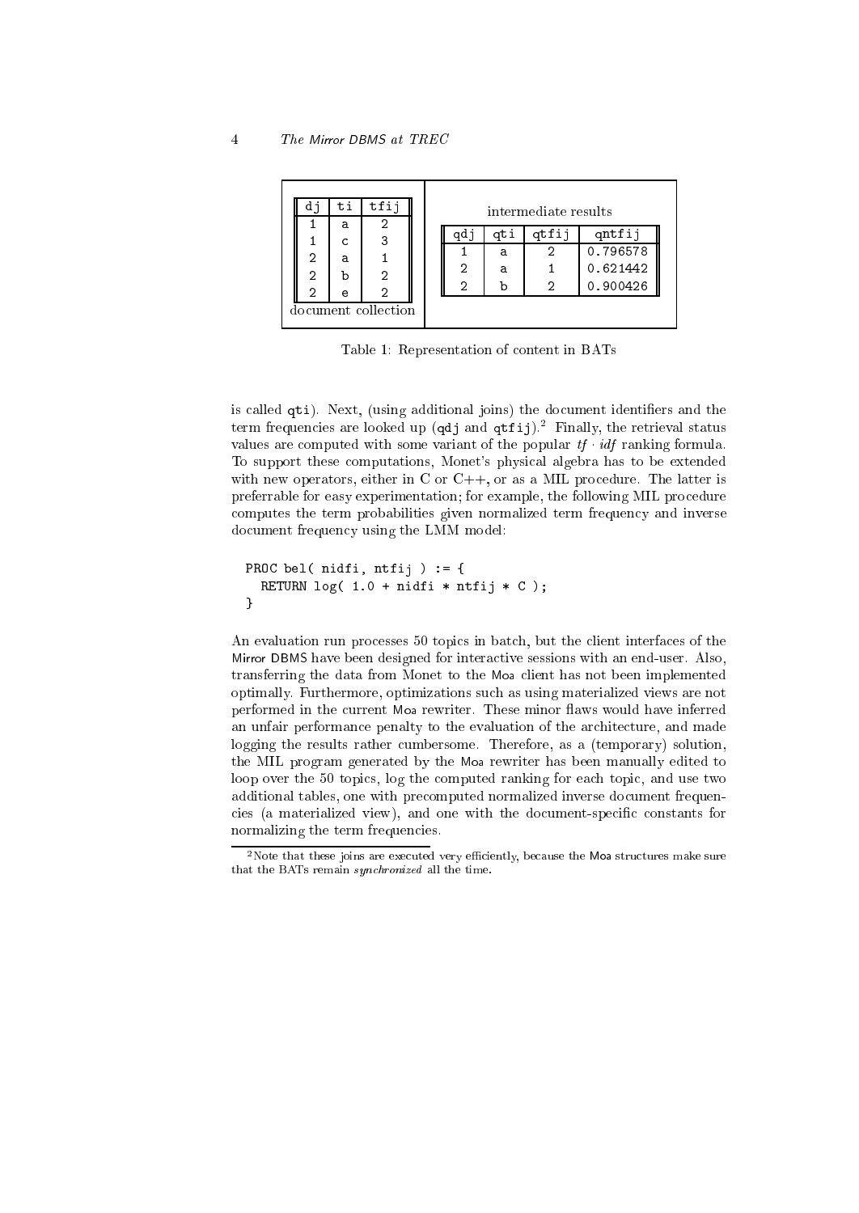| dj | ti | tfij |
|---|---|---|
| 1 | a | 2 |
| 1 | c | 3 |
| 2 | a | 1 |
| 2 | b | 2 |
| 2 | e | 2 |

document collection

intermediate results

| qdj | qti | qtfij | qntfij |
|---|---|---|---|
| 1 | a | 2 | 0.796578 |
| 2 | a | 1 | 0.621442 |
| 2 | b | 2 | 0.900426 |

Table 1: Representation of content in BATs

is called `qti`). Next, (using additional joins) the document identifiers and the term frequencies are looked up (`qdj` and `qtfij`).[2] Finally, the retrieval status values are computed with some variant of the popular $tf \cdot idf$ ranking formula. To support these computations, Monet's physical algebra has to be extended with new operators, either in C or C++, or as a MIL procedure. The latter is preferrable for easy experimentation; for example, the following MIL procedure computes the term probabilities given normalized term frequency and inverse document frequency using the LMM model:

```
PROC bel( nidfi, ntfij ) := {
  RETURN log( 1.0 + nidfi * ntfij * C );
}
```

An evaluation run processes 50 topics in batch, but the client interfaces of the Mirror DBMS have been designed for interactive sessions with an end-user. Also, transferring the data from Monet to the Moa client has not been implemented optimally. Furthermore, optimizations such as using materialized views are not performed in the current Moa rewriter. These minor flaws would have inferred an unfair performance penalty to the evaluation of the architecture, and made logging the results rather cumbersome. Therefore, as a (temporary) solution, the MIL program generated by the Moa rewriter has been manually edited to loop over the 50 topics, log the computed ranking for each topic, and use two additional tables, one with precomputed normalized inverse document frequencies (a materialized view), and one with the document-specific constants for normalizing the term frequencies.

[2] Note that these joins are executed very efficiently, because the Moa structures make sure that the BATs remain *synchronized* all the time.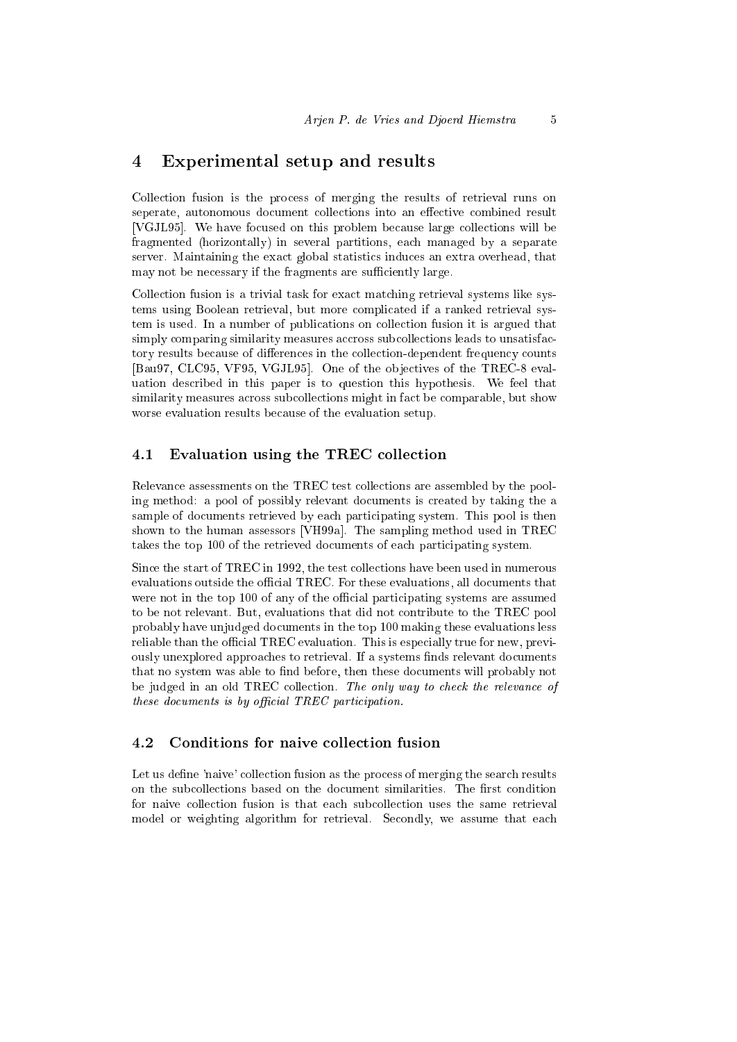## 4 Experimental setup and results

Collection fusion is the process of merging the results of retrieval runs on seperate, autonomous document collections into an effective combined result [VGJL95]. We have focused on this problem because large collections will be fragmented (horizontally) in several partitions, each managed by a separate server. Maintaining the exact global statistics induces an extra overhead, that may not be necessary if the fragments are sufficiently large.

Collection fusion is a trivial task for exact matching retrieval systems like systems using Boolean retrieval, but more complicated if a ranked retrieval system is used. In a number of publications on collection fusion it is argued that simply comparing similarity measures accross subcollections leads to unsatisfactory results because of differences in the collection-dependent frequency counts [Bau97, CLC95, VF95, VGJL95]. One of the objectives of the TREC-8 evaluation described in this paper is to question this hypothesis. We feel that similarity measures across subcollections might in fact be comparable, but show worse evaluation results because of the evaluation setup.

### 4.1 Evaluation using the TREC collection

Relevance assessments on the TREC test collections are assembled by the pooling method: a pool of possibly relevant documents is created by taking the a sample of documents retrieved by each participating system. This pool is then shown to the human assessors [VH99a]. The sampling method used in TREC takes the top 100 of the retrieved documents of each participating system.

Since the start of TREC in 1992, the test collections have been used in numerous evaluations outside the official TREC. For these evaluations, all documents that were not in the top 100 of any of the official participating systems are assumed to be not relevant. But, evaluations that did not contribute to the TREC pool probably have unjudged documents in the top 100 making these evaluations less reliable than the official TREC evaluation. This is especially true for new, previously unexplored approaches to retrieval. If a systems finds relevant documents that no system was able to find before, then these documents will probably not be judged in an old TREC collection. *The only way to check the relevance of these documents is by official TREC participation.*

### 4.2 Conditions for naive collection fusion

Let us define 'naive' collection fusion as the process of merging the search results on the subcollections based on the document similarities. The first condition for naive collection fusion is that each subcollection uses the same retrieval model or weighting algorithm for retrieval. Secondly, we assume that each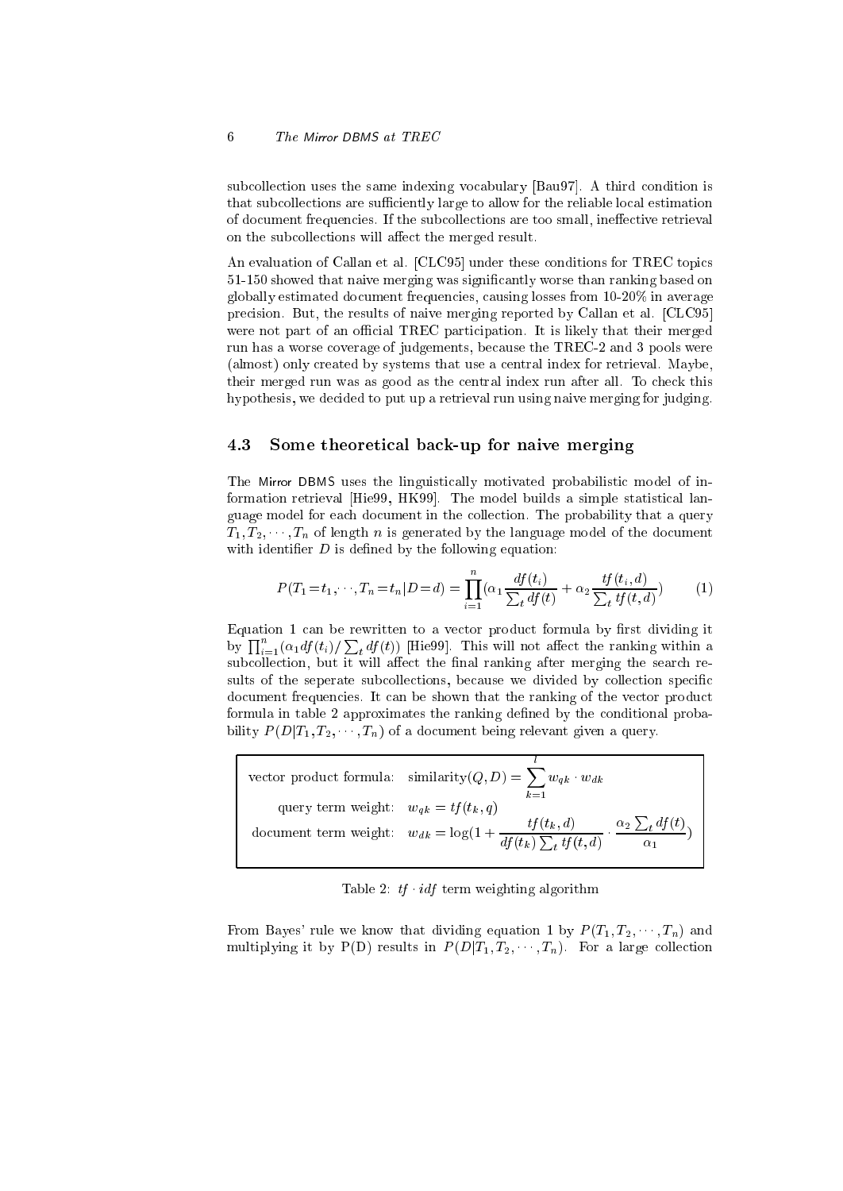subcollection uses the same indexing vocabulary [Bau97]. A third condition is that subcollections are sufficiently large to allow for the reliable local estimation of document frequencies. If the subcollections are too small, ineffective retrieval on the subcollections will affect the merged result.

An evaluation of Callan et al. [CLC95] under these conditions for TREC topics 51-150 showed that naive merging was significantly worse than ranking based on globally estimated document frequencies, causing losses from 10-20% in average precision. But, the results of naive merging reported by Callan et al. [CLC95] were not part of an official TREC participation. It is likely that their merged run has a worse coverage of judgements, because the TREC-2 and 3 pools were (almost) only created by systems that use a central index for retrieval. Maybe, their merged run was as good as the central index run after all. To check this hypothesis, we decided to put up a retrieval run using naive merging for judging.

### 4.3 Some theoretical back-up for naive merging

The Mirror DBMS uses the linguistically motivated probabilistic model of information retrieval [Hie99, HK99]. The model builds a simple statistical language model for each document in the collection. The probability that a query $T_1, T_2, \cdots, T_n$ of length $n$ is generated by the language model of the document with identifier $D$ is defined by the following equation:

$$P(T_1 = t_1, \cdots, T_n = t_n | D = d) = \prod_{i=1}^{n} (\alpha_1 \frac{df(t_i)}{\sum_t df(t)} + \alpha_2 \frac{tf(t_i, d)}{\sum_t tf(t, d)}) \qquad (1)$$

Equation 1 can be rewritten to a vector product formula by first dividing it by $\prod_{i=1}^{n}(\alpha_1 df(t_i) / \sum_t df(t))$ [Hie99]. This will not affect the ranking within a subcollection, but it will affect the final ranking after merging the search results of the seperate subcollections, because we divided by collection specific document frequencies. It can be shown that the ranking of the vector product formula in table 2 approximates the ranking defined by the conditional probability $P(D|T_1, T_2, \cdots, T_n)$ of a document being relevant given a query.

| | |
|---|---|
| vector product formula: | $\text{similarity}(Q, D) = \sum_{k=1}^{l} w_{qk} \cdot w_{dk}$ |
| query term weight: | $w_{qk} = tf(t_k, q)$ |
| document term weight: | $w_{dk} = \log(1 + \frac{tf(t_k, d)}{df(t_k) \sum_t tf(t, d)} \cdot \frac{\alpha_2 \sum_t df(t)}{\alpha_1})$ |

Table 2: $tf \cdot idf$ term weighting algorithm

From Bayes' rule we know that dividing equation 1 by $P(T_1, T_2, \cdots, T_n)$ and multiplying it by P(D) results in $P(D|T_1, T_2, \cdots, T_n)$. For a large collection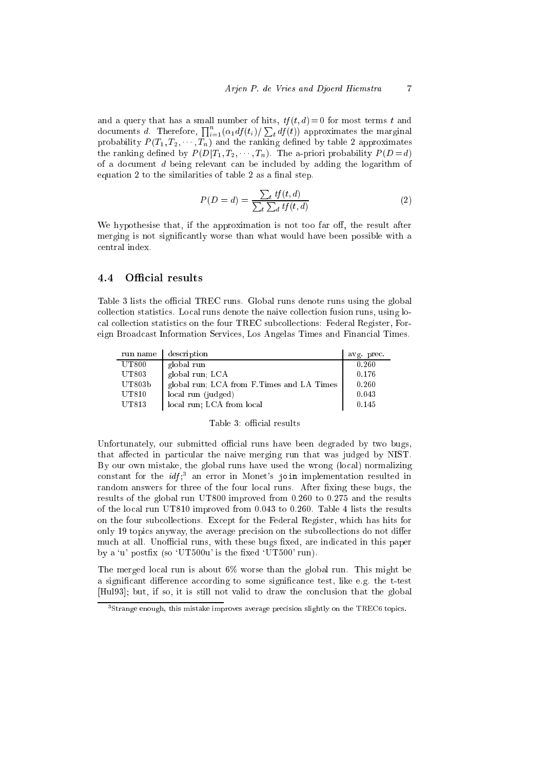and a query that has a small number of hits, $tf(t,d)=0$ for most terms $t$ and documents $d$. Therefore, $\prod_{i=1}^{n}(\alpha_1 df(t_i)/\sum_t df(t))$ approximates the marginal probability $P(T_1, T_2, \cdots, T_n)$ and the ranking defined by table 2 approximates the ranking defined by $P(D|T_1, T_2, \cdots, T_n)$. The a-priori probability $P(D=d)$ of a document $d$ being relevant can be included by adding the logarithm of equation 2 to the similarities of table 2 as a final step.

$$P(D=d) = \frac{\sum_t tf(t,d)}{\sum_t \sum_d tf(t,d)} \tag{2}$$

We hypothesise that, if the approximation is not too far off, the result after merging is not significantly worse than what would have been possible with a central index.

### 4.4 Official results

Table 3 lists the official TREC runs. Global runs denote runs using the global collection statistics. Local runs denote the naive collection fusion runs, using local collection statistics on the four TREC subcollections: Federal Register, Foreign Broadcast Information Services, Los Angelas Times and Financial Times.

| run name | description | avg. prec. |
|---|---|---|
| UT800 | global run | 0.260 |
| UT803 | global run; LCA | 0.176 |
| UT803b | global run; LCA from F.Times and LA Times | 0.260 |
| UT810 | local run (judged) | 0.043 |
| UT813 | local run; LCA from local | 0.145 |

Table 3: official results

Unfortunately, our submitted official runs have been degraded by two bugs, that affected in particular the naive merging run that was judged by NIST. By our own mistake, the global runs have used the wrong (local) normalizing constant for the *idf*;[3] an error in Monet's `join` implementation resulted in random answers for three of the four local runs. After fixing these bugs, the results of the global run UT800 improved from 0.260 to 0.275 and the results of the local run UT810 improved from 0.043 to 0.260. Table 4 lists the results on the four subcollections. Except for the Federal Register, which has hits for only 19 topics anyway, the average precision on the subcollections do not differ much at all. Unofficial runs, with these bugs fixed, are indicated in this paper by a 'u' postfix (so 'UT500u' is the fixed 'UT500' run).

The merged local run is about 6% worse than the global run. This might be a significant difference according to some significance test, like e.g. the t-test [Hul93]; but, if so, it is still not valid to draw the conclusion that the global

[3] Strange enough, this mistake improves average precision slightly on the TREC6 topics.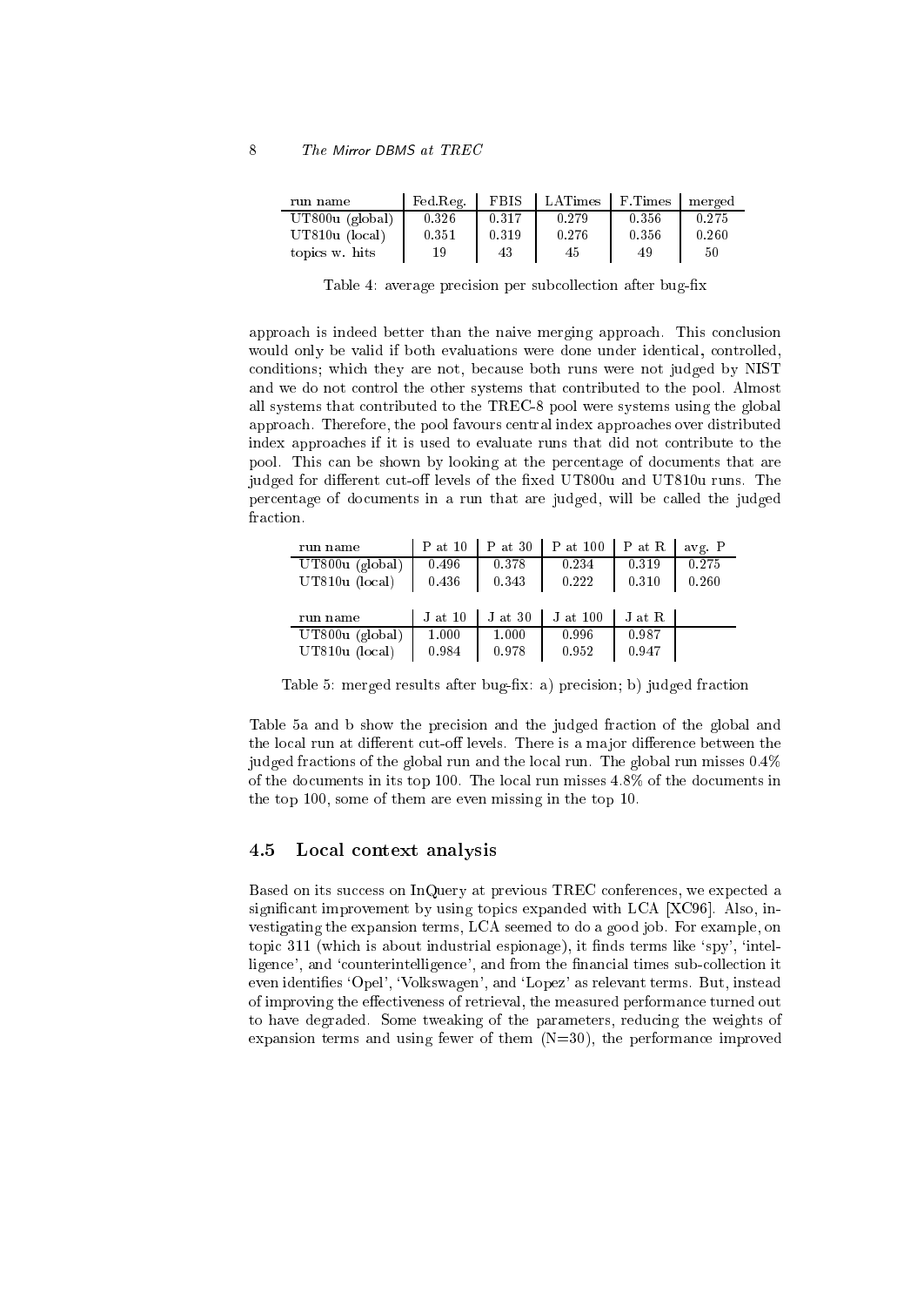| run name | Fed.Reg. | FBIS | LATimes | F.Times | merged |
|---|---|---|---|---|---|
| UT800u (global) | 0.326 | 0.317 | 0.279 | 0.356 | 0.275 |
| UT810u (local) | 0.351 | 0.319 | 0.276 | 0.356 | 0.260 |
| topics w. hits | 19 | 43 | 45 | 49 | 50 |

Table 4: average precision per subcollection after bug-fix

approach is indeed better than the naive merging approach. This conclusion would only be valid if both evaluations were done under identical, controlled, conditions; which they are not, because both runs were not judged by NIST and we do not control the other systems that contributed to the pool. Almost all systems that contributed to the TREC-8 pool were systems using the global approach. Therefore, the pool favours central index approaches over distributed index approaches if it is used to evaluate runs that did not contribute to the pool. This can be shown by looking at the percentage of documents that are judged for different cut-off levels of the fixed UT800u and UT810u runs. The percentage of documents in a run that are judged, will be called the judged fraction.

| run name | P at 10 | P at 30 | P at 100 | P at R | avg. P |
|---|---|---|---|---|---|
| UT800u (global) | 0.496 | 0.378 | 0.234 | 0.319 | 0.275 |
| UT810u (local) | 0.436 | 0.343 | 0.222 | 0.310 | 0.260 |

| run name | J at 10 | J at 30 | J at 100 | J at R |
|---|---|---|---|---|
| UT800u (global) | 1.000 | 1.000 | 0.996 | 0.987 |
| UT810u (local) | 0.984 | 0.978 | 0.952 | 0.947 |

Table 5: merged results after bug-fix: a) precision; b) judged fraction

Table 5a and b show the precision and the judged fraction of the global and the local run at different cut-off levels. There is a major difference between the judged fractions of the global run and the local run. The global run misses 0.4% of the documents in its top 100. The local run misses 4.8% of the documents in the top 100, some of them are even missing in the top 10.

## 4.5 Local context analysis

Based on its success on InQuery at previous TREC conferences, we expected a significant improvement by using topics expanded with LCA [XC96]. Also, investigating the expansion terms, LCA seemed to do a good job. For example, on topic 311 (which is about industrial espionage), it finds terms like 'spy', 'intelligence', and 'counterintelligence', and from the financial times sub-collection it even identifies 'Opel', 'Volkswagen', and 'Lopez' as relevant terms. But, instead of improving the effectiveness of retrieval, the measured performance turned out to have degraded. Some tweaking of the parameters, reducing the weights of expansion terms and using fewer of them (N=30), the performance improved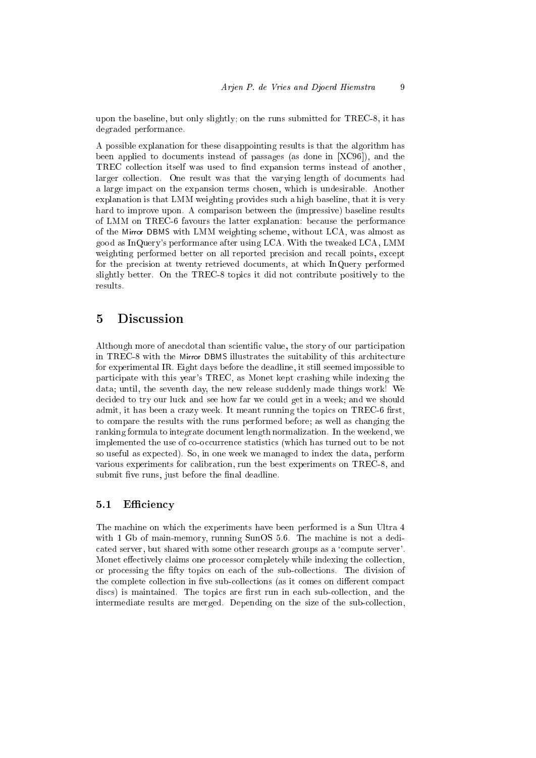upon the baseline, but only slightly; on the runs submitted for TREC-8, it has degraded performance.

A possible explanation for these disappointing results is that the algorithm has been applied to documents instead of passages (as done in [XC96]), and the TREC collection itself was used to find expansion terms instead of another, larger collection. One result was that the varying length of documents had a large impact on the expansion terms chosen, which is undesirable. Another explanation is that LMM weighting provides such a high baseline, that it is very hard to improve upon. A comparison between the (impressive) baseline results of LMM on TREC-6 favours the latter explanation: because the performance of the Mirror DBMS with LMM weighting scheme, without LCA, was almost as good as InQuery's performance after using LCA. With the tweaked LCA, LMM weighting performed better on all reported precision and recall points, except for the precision at twenty retrieved documents, at which InQuery performed slightly better. On the TREC-8 topics it did not contribute positively to the results.

# 5 Discussion

Although more of anecdotal than scientific value, the story of our participation in TREC-8 with the Mirror DBMS illustrates the suitability of this architecture for experimental IR. Eight days before the deadline, it still seemed impossible to participate with this year's TREC, as Monet kept crashing while indexing the data; until, the seventh day, the new release suddenly made things work! We decided to try our luck and see how far we could get in a week; and we should admit, it has been a crazy week. It meant running the topics on TREC-6 first, to compare the results with the runs performed before; as well as changing the ranking formula to integrate document length normalization. In the weekend, we implemented the use of co-occurrence statistics (which has turned out to be not so useful as expected). So, in one week we managed to index the data, perform various experiments for calibration, run the best experiments on TREC-8, and submit five runs, just before the final deadline.

## 5.1 Efficiency

The machine on which the experiments have been performed is a Sun Ultra 4 with 1 Gb of main-memory, running SunOS 5.6. The machine is not a dedicated server, but shared with some other research groups as a 'compute server'. Monet effectively claims one processor completely while indexing the collection, or processing the fifty topics on each of the sub-collections. The division of the complete collection in five sub-collections (as it comes on different compact discs) is maintained. The topics are first run in each sub-collection, and the intermediate results are merged. Depending on the size of the sub-collection,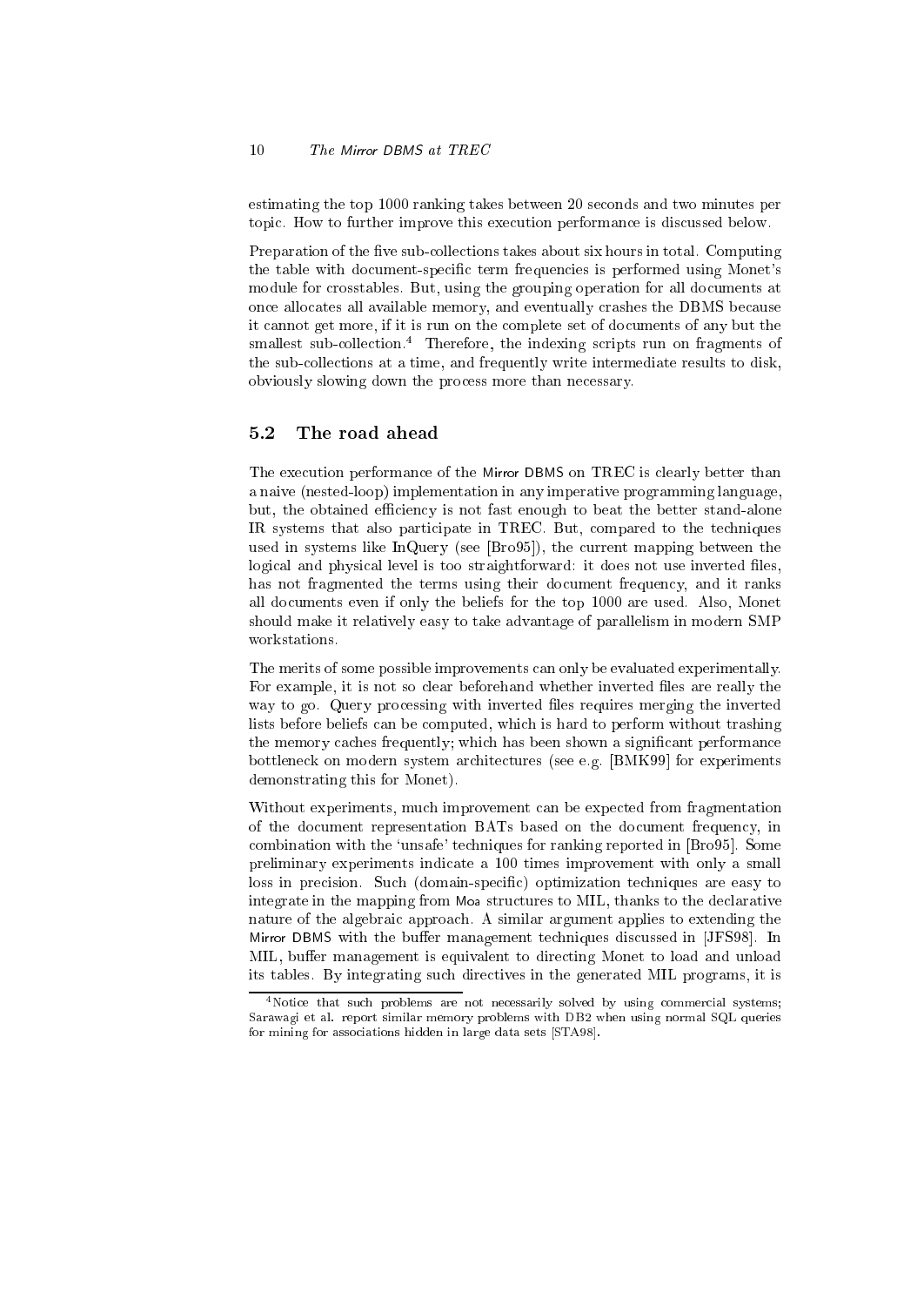estimating the top 1000 ranking takes between 20 seconds and two minutes per topic. How to further improve this execution performance is discussed below.

Preparation of the five sub-collections takes about six hours in total. Computing the table with document-specific term frequencies is performed using Monet's module for crosstables. But, using the grouping operation for all documents at once allocates all available memory, and eventually crashes the DBMS because it cannot get more, if it is run on the complete set of documents of any but the smallest sub-collection.[4] Therefore, the indexing scripts run on fragments of the sub-collections at a time, and frequently write intermediate results to disk, obviously slowing down the process more than necessary.

### 5.2 The road ahead

The execution performance of the Mirror DBMS on TREC is clearly better than a naive (nested-loop) implementation in any imperative programming language, but, the obtained efficiency is not fast enough to beat the better stand-alone IR systems that also participate in TREC. But, compared to the techniques used in systems like InQuery (see [Bro95]), the current mapping between the logical and physical level is too straightforward: it does not use inverted files, has not fragmented the terms using their document frequency, and it ranks all documents even if only the beliefs for the top 1000 are used. Also, Monet should make it relatively easy to take advantage of parallelism in modern SMP workstations.

The merits of some possible improvements can only be evaluated experimentally. For example, it is not so clear beforehand whether inverted files are really the way to go. Query processing with inverted files requires merging the inverted lists before beliefs can be computed, which is hard to perform without trashing the memory caches frequently; which has been shown a significant performance bottleneck on modern system architectures (see e.g. [BMK99] for experiments demonstrating this for Monet).

Without experiments, much improvement can be expected from fragmentation of the document representation BATs based on the document frequency, in combination with the 'unsafe' techniques for ranking reported in [Bro95]. Some preliminary experiments indicate a 100 times improvement with only a small loss in precision. Such (domain-specific) optimization techniques are easy to integrate in the mapping from Moa structures to MIL, thanks to the declarative nature of the algebraic approach. A similar argument applies to extending the Mirror DBMS with the buffer management techniques discussed in [JFS98]. In MIL, buffer management is equivalent to directing Monet to load and unload its tables. By integrating such directives in the generated MIL programs, it is

[4] Notice that such problems are not necessarily solved by using commercial systems; Sarawagi et al. report similar memory problems with DB2 when using normal SQL queries for mining for associations hidden in large data sets [STA98].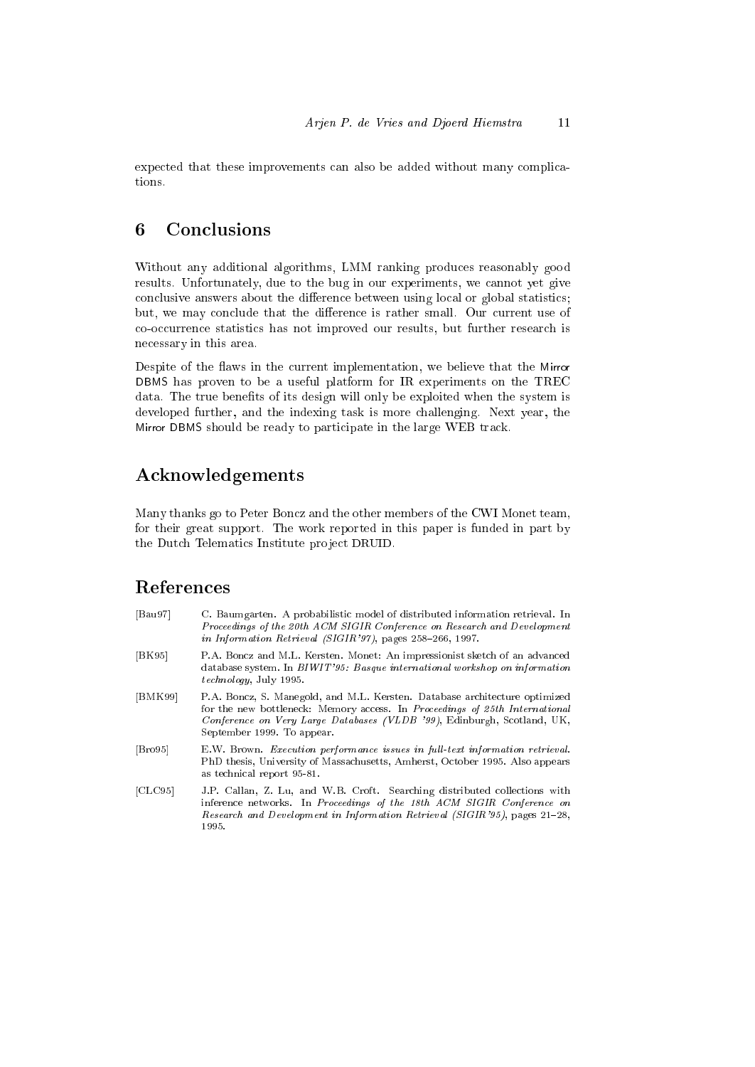expected that these improvements can also be added without many complications.

## 6 Conclusions

Without any additional algorithms, LMM ranking produces reasonably good results. Unfortunately, due to the bug in our experiments, we cannot yet give conclusive answers about the difference between using local or global statistics; but, we may conclude that the difference is rather small. Our current use of co-occurrence statistics has not improved our results, but further research is necessary in this area.

Despite of the flaws in the current implementation, we believe that the Mirror DBMS has proven to be a useful platform for IR experiments on the TREC data. The true benefits of its design will only be exploited when the system is developed further, and the indexing task is more challenging. Next year, the Mirror DBMS should be ready to participate in the large WEB track.

## Acknowledgements

Many thanks go to Peter Boncz and the other members of the CWI Monet team, for their great support. The work reported in this paper is funded in part by the Dutch Telematics Institute project DRUID.

## References

[Bau97] C. Baumgarten. A probabilistic model of distributed information retrieval. In *Proceedings of the 20th ACM SIGIR Conference on Research and Development in Information Retrieval (SIGIR'97)*, pages 258–266, 1997.

[BK95] P.A. Boncz and M.L. Kersten. Monet: An impressionist sketch of an advanced database system. In *BIWIT'95: Basque international workshop on information technology*, July 1995.

[BMK99] P.A. Boncz, S. Manegold, and M.L. Kersten. Database architecture optimized for the new bottleneck: Memory access. In *Proceedings of 25th International Conference on Very Large Databases (VLDB '99)*, Edinburgh, Scotland, UK, September 1999. To appear.

[Bro95] E.W. Brown. *Execution performance issues in full-text information retrieval.* PhD thesis, University of Massachusetts, Amherst, October 1995. Also appears as technical report 95-81.

[CLC95] J.P. Callan, Z. Lu, and W.B. Croft. Searching distributed collections with inference networks. In *Proceedings of the 18th ACM SIGIR Conference on Research and Development in Information Retrieval (SIGIR'95)*, pages 21–28, 1995.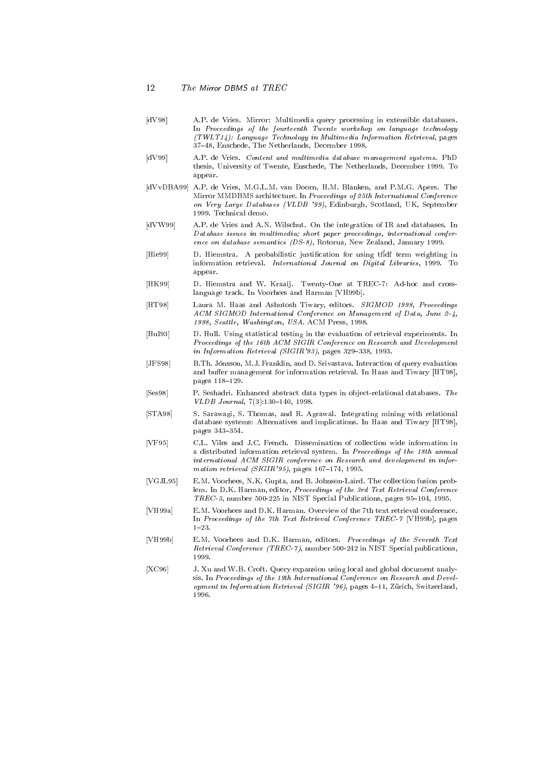[dV98] A.P. de Vries. Mirror: Multimedia query processing in extensible databases. In *Proceedings of the fourteenth Twente workshop on language technology (TWLT14): Language Technology in Multimedia Information Retrieval*, pages 37–48, Enschede, The Netherlands, December 1998.

[dV99] A.P. de Vries. *Content and multimedia database management systems*. PhD thesis, University of Twente, Enschede, The Netherlands, December 1999. To appear.

[dVvDBA99] A.P. de Vries, M.G.L.M. van Doorn, H.M. Blanken, and P.M.G. Apers. The Mirror MMDBMS architecture. In *Proceedings of 25th International Conference on Very Large Databases (VLDB '99)*, Edinburgh, Scotland, UK, September 1999. Technical demo.

[dVW99] A.P. de Vries and A.N. Wilschut. On the integration of IR and databases. In *Database issues in multimedia; short paper proceedings, international conference on database semantics (DS-8)*, Rotorua, New Zealand, January 1999.

[Hie99] D. Hiemstra. A probabilistic justification for using tf·idf term weighting in information retrieval. *International Journal on Digital Libraries*, 1999. To appear.

[HK99] D. Hiemstra and W. Kraaij. Twenty-One at TREC-7: Ad-hoc and cross-language track. In Voorhees and Harman [VH99b].

[HT98] Laura M. Haas and Ashutosh Tiwary, editors. *SIGMOD 1998, Proceedings ACM SIGMOD International Conference on Management of Data, June 2-4, 1998, Seattle, Washington, USA*. ACM Press, 1998.

[Hul93] D. Hull. Using statistical testing in the evaluation of retrieval experiments. In *Proceedings of the 16th ACM SIGIR Conference on Research and Development in Information Retrieval (SIGIR'93)*, pages 329–338, 1993.

[JFS98] B.Th. Jónsson, M.J. Franklin, and D. Srivastava. Interaction of query evaluation and buffer management for information retrieval. In Haas and Tiwary [HT98], pages 118–129.

[Ses98] P. Seshadri. Enhanced abstract data types in object-relational databases. *The VLDB Journal*, 7(3):130–140, 1998.

[STA98] S. Sarawagi, S. Thomas, and R. Agrawal. Integrating mining with relational database systems: Alternatives and implications. In Haas and Tiwary [HT98], pages 343–354.

[VF95] C.L. Viles and J.C. French. Dissemination of collection wide information in a distributed information retrieval system. In *Proceedings of the 18th annual international ACM SIGIR conference on Research and development in information retrieval (SIGIR'95)*, pages 167–174, 1995.

[VGJL95] E.M. Voorhees, N.K. Gupta, and B. Johnson-Laird. The collection fusion problem. In D.K. Harman, editor, *Proceedings of the 3rd Text Retrieval Conference TREC-3*, number 500-225 in NIST Special Publications, pages 95–104, 1995.

[VH99a] E.M. Voorhees and D.K. Harman. Overview of the 7th text retrieval conference. In *Proceedings of the 7th Text Retrieval Conference TREC-7* [VH99b], pages 1–23.

[VH99b] E.M. Voorhees and D.K. Harman, editors. *Proceedings of the Seventh Text Retrieval Conference (TREC-7)*, number 500-242 in NIST Special publications, 1999.

[XC96] J. Xu and W.B. Croft. Query expansion using local and global document analysis. In *Proceedings of the 19th International Conference on Research and Development in Information Retrieval (SIGIR '96)*, pages 4–11, Zürich, Switzerland, 1996.